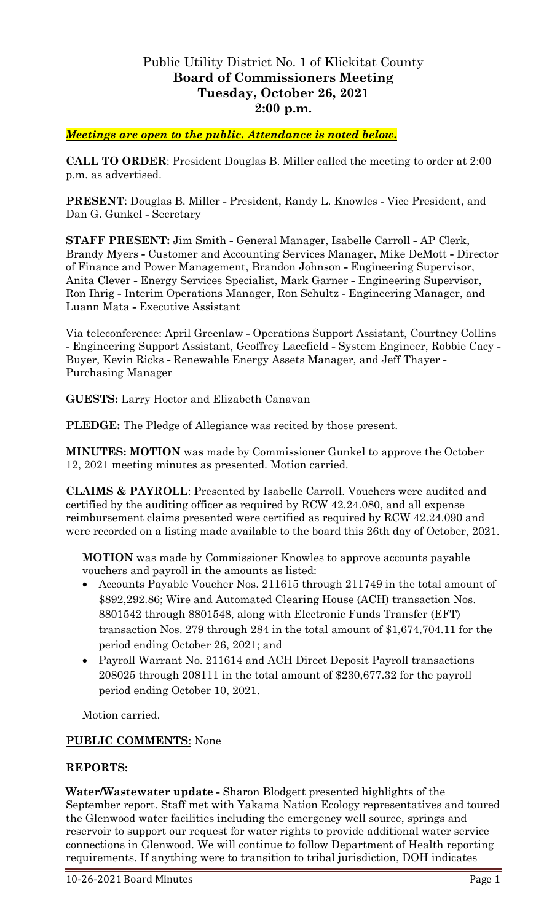# Public Utility District No. 1 of Klickitat County
## Board of Commissioners Meeting
## Tuesday, October 26, 2021
## 2:00 p.m.

***Meetings are open to the public. Attendance is noted below.***

**CALL TO ORDER**: President Douglas B. Miller called the meeting to order at 2:00 p.m. as advertised.

**PRESENT**: Douglas B. Miller - President, Randy L. Knowles - Vice President, and Dan G. Gunkel - Secretary

**STAFF PRESENT:** Jim Smith - General Manager, Isabelle Carroll - AP Clerk, Brandy Myers - Customer and Accounting Services Manager, Mike DeMott - Director of Finance and Power Management, Brandon Johnson - Engineering Supervisor, Anita Clever - Energy Services Specialist, Mark Garner - Engineering Supervisor, Ron Ihrig - Interim Operations Manager, Ron Schultz - Engineering Manager, and Luann Mata - Executive Assistant

Via teleconference: April Greenlaw - Operations Support Assistant, Courtney Collins - Engineering Support Assistant, Geoffrey Lacefield - System Engineer, Robbie Cacy - Buyer, Kevin Ricks - Renewable Energy Assets Manager, and Jeff Thayer - Purchasing Manager

**GUESTS:** Larry Hoctor and Elizabeth Canavan

**PLEDGE:** The Pledge of Allegiance was recited by those present.

**MINUTES: MOTION** was made by Commissioner Gunkel to approve the October 12, 2021 meeting minutes as presented. Motion carried.

**CLAIMS & PAYROLL**: Presented by Isabelle Carroll. Vouchers were audited and certified by the auditing officer as required by RCW 42.24.080, and all expense reimbursement claims presented were certified as required by RCW 42.24.090 and were recorded on a listing made available to the board this 26th day of October, 2021.

**MOTION** was made by Commissioner Knowles to approve accounts payable vouchers and payroll in the amounts as listed:

- Accounts Payable Voucher Nos. 211615 through 211749 in the total amount of $892,292.86; Wire and Automated Clearing House (ACH) transaction Nos. 8801542 through 8801548, along with Electronic Funds Transfer (EFT) transaction Nos. 279 through 284 in the total amount of $1,674,704.11 for the period ending October 26, 2021; and
- Payroll Warrant No. 211614 and ACH Direct Deposit Payroll transactions 208025 through 208111 in the total amount of $230,677.32 for the payroll period ending October 10, 2021.

Motion carried.

**PUBLIC COMMENTS**: None

**REPORTS:**

**Water/Wastewater update** - Sharon Blodgett presented highlights of the September report. Staff met with Yakama Nation Ecology representatives and toured the Glenwood water facilities including the emergency well source, springs and reservoir to support our request for water rights to provide additional water service connections in Glenwood. We will continue to follow Department of Health reporting requirements. If anything were to transition to tribal jurisdiction, DOH indicates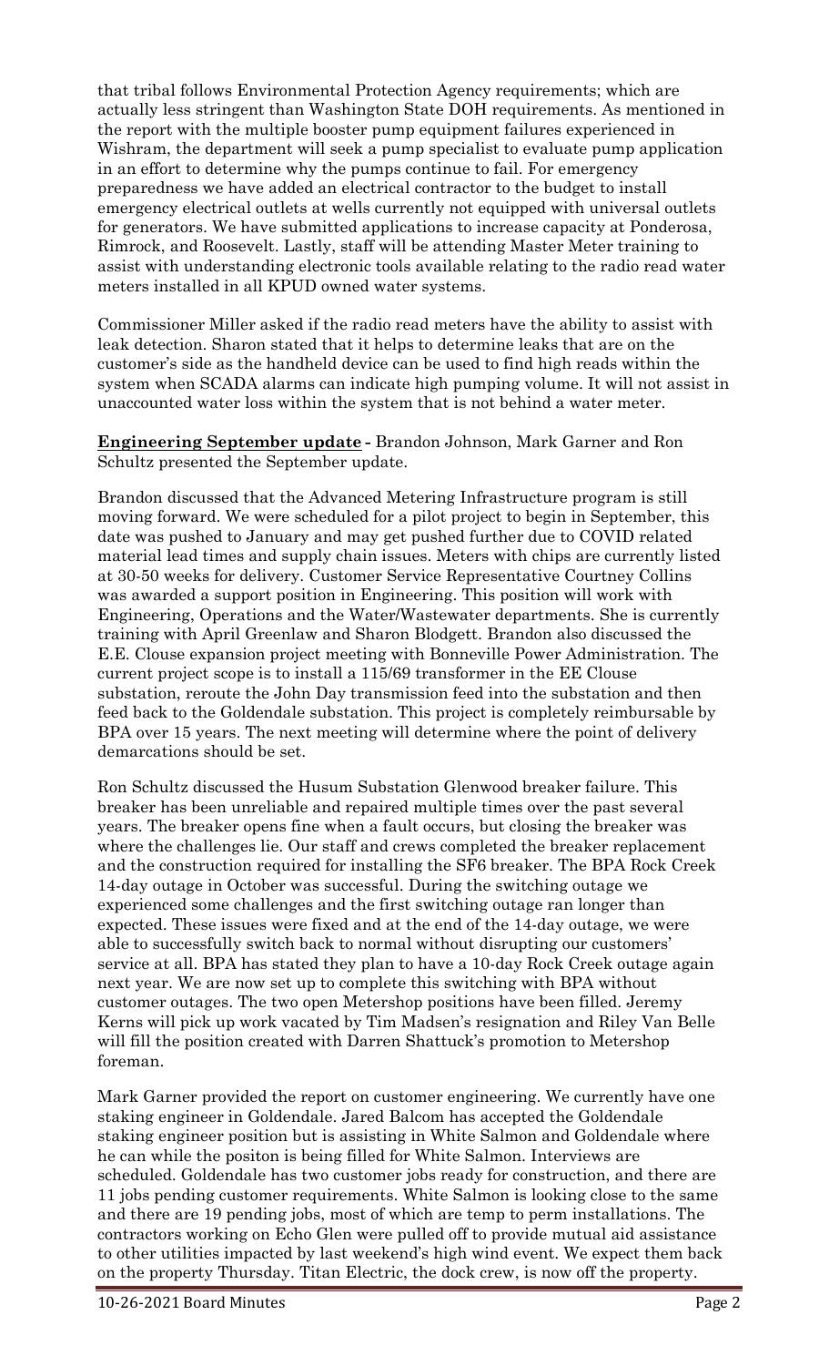that tribal follows Environmental Protection Agency requirements; which are actually less stringent than Washington State DOH requirements. As mentioned in the report with the multiple booster pump equipment failures experienced in Wishram, the department will seek a pump specialist to evaluate pump application in an effort to determine why the pumps continue to fail. For emergency preparedness we have added an electrical contractor to the budget to install emergency electrical outlets at wells currently not equipped with universal outlets for generators. We have submitted applications to increase capacity at Ponderosa, Rimrock, and Roosevelt. Lastly, staff will be attending Master Meter training to assist with understanding electronic tools available relating to the radio read water meters installed in all KPUD owned water systems.

Commissioner Miller asked if the radio read meters have the ability to assist with leak detection. Sharon stated that it helps to determine leaks that are on the customer's side as the handheld device can be used to find high reads within the system when SCADA alarms can indicate high pumping volume. It will not assist in unaccounted water loss within the system that is not behind a water meter.

**Engineering September update -** Brandon Johnson, Mark Garner and Ron Schultz presented the September update.

Brandon discussed that the Advanced Metering Infrastructure program is still moving forward. We were scheduled for a pilot project to begin in September, this date was pushed to January and may get pushed further due to COVID related material lead times and supply chain issues. Meters with chips are currently listed at 30-50 weeks for delivery. Customer Service Representative Courtney Collins was awarded a support position in Engineering. This position will work with Engineering, Operations and the Water/Wastewater departments. She is currently training with April Greenlaw and Sharon Blodgett. Brandon also discussed the E.E. Clouse expansion project meeting with Bonneville Power Administration. The current project scope is to install a 115/69 transformer in the EE Clouse substation, reroute the John Day transmission feed into the substation and then feed back to the Goldendale substation. This project is completely reimbursable by BPA over 15 years. The next meeting will determine where the point of delivery demarcations should be set.

Ron Schultz discussed the Husum Substation Glenwood breaker failure. This breaker has been unreliable and repaired multiple times over the past several years. The breaker opens fine when a fault occurs, but closing the breaker was where the challenges lie. Our staff and crews completed the breaker replacement and the construction required for installing the SF6 breaker. The BPA Rock Creek 14-day outage in October was successful. During the switching outage we experienced some challenges and the first switching outage ran longer than expected. These issues were fixed and at the end of the 14-day outage, we were able to successfully switch back to normal without disrupting our customers' service at all. BPA has stated they plan to have a 10-day Rock Creek outage again next year. We are now set up to complete this switching with BPA without customer outages. The two open Metershop positions have been filled. Jeremy Kerns will pick up work vacated by Tim Madsen's resignation and Riley Van Belle will fill the position created with Darren Shattuck's promotion to Metershop foreman.

Mark Garner provided the report on customer engineering. We currently have one staking engineer in Goldendale. Jared Balcom has accepted the Goldendale staking engineer position but is assisting in White Salmon and Goldendale where he can while the positon is being filled for White Salmon. Interviews are scheduled. Goldendale has two customer jobs ready for construction, and there are 11 jobs pending customer requirements. White Salmon is looking close to the same and there are 19 pending jobs, most of which are temp to perm installations. The contractors working on Echo Glen were pulled off to provide mutual aid assistance to other utilities impacted by last weekend's high wind event. We expect them back on the property Thursday. Titan Electric, the dock crew, is now off the property.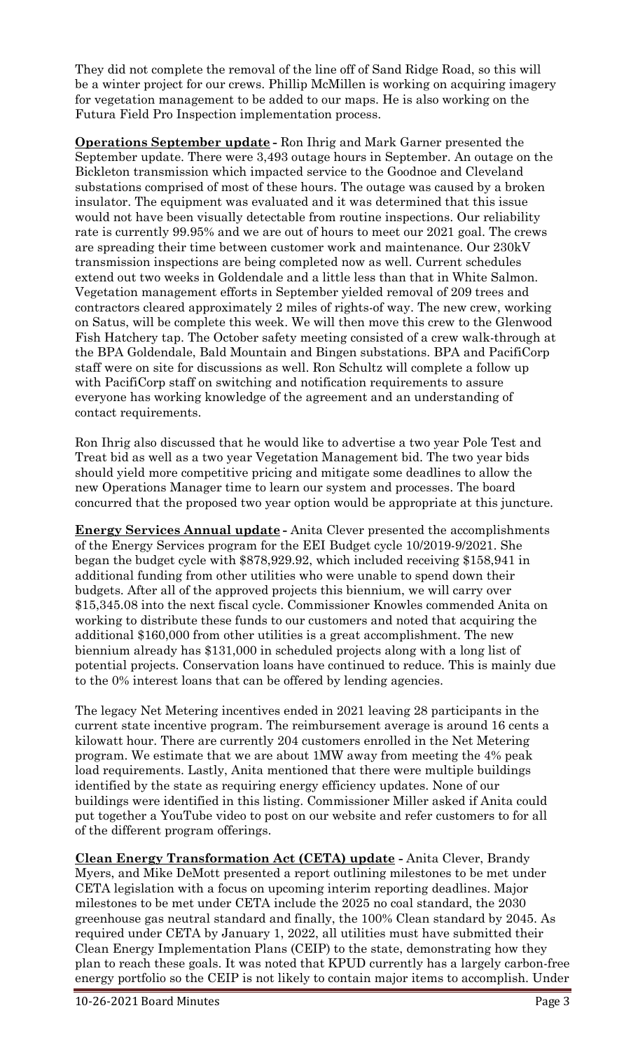They did not complete the removal of the line off of Sand Ridge Road, so this will be a winter project for our crews. Phillip McMillen is working on acquiring imagery for vegetation management to be added to our maps. He is also working on the Futura Field Pro Inspection implementation process.

**Operations September update -** Ron Ihrig and Mark Garner presented the September update. There were 3,493 outage hours in September. An outage on the Bickleton transmission which impacted service to the Goodnoe and Cleveland substations comprised of most of these hours. The outage was caused by a broken insulator. The equipment was evaluated and it was determined that this issue would not have been visually detectable from routine inspections. Our reliability rate is currently 99.95% and we are out of hours to meet our 2021 goal. The crews are spreading their time between customer work and maintenance. Our 230kV transmission inspections are being completed now as well. Current schedules extend out two weeks in Goldendale and a little less than that in White Salmon. Vegetation management efforts in September yielded removal of 209 trees and contractors cleared approximately 2 miles of rights-of way. The new crew, working on Satus, will be complete this week. We will then move this crew to the Glenwood Fish Hatchery tap. The October safety meeting consisted of a crew walk-through at the BPA Goldendale, Bald Mountain and Bingen substations. BPA and PacifiCorp staff were on site for discussions as well. Ron Schultz will complete a follow up with PacifiCorp staff on switching and notification requirements to assure everyone has working knowledge of the agreement and an understanding of contact requirements.

Ron Ihrig also discussed that he would like to advertise a two year Pole Test and Treat bid as well as a two year Vegetation Management bid. The two year bids should yield more competitive pricing and mitigate some deadlines to allow the new Operations Manager time to learn our system and processes. The board concurred that the proposed two year option would be appropriate at this juncture.

**Energy Services Annual update -** Anita Clever presented the accomplishments of the Energy Services program for the EEI Budget cycle 10/2019-9/2021. She began the budget cycle with $878,929.92, which included receiving $158,941 in additional funding from other utilities who were unable to spend down their budgets. After all of the approved projects this biennium, we will carry over $15,345.08 into the next fiscal cycle. Commissioner Knowles commended Anita on working to distribute these funds to our customers and noted that acquiring the additional $160,000 from other utilities is a great accomplishment. The new biennium already has $131,000 in scheduled projects along with a long list of potential projects. Conservation loans have continued to reduce. This is mainly due to the 0% interest loans that can be offered by lending agencies.

The legacy Net Metering incentives ended in 2021 leaving 28 participants in the current state incentive program. The reimbursement average is around 16 cents a kilowatt hour. There are currently 204 customers enrolled in the Net Metering program. We estimate that we are about 1MW away from meeting the 4% peak load requirements. Lastly, Anita mentioned that there were multiple buildings identified by the state as requiring energy efficiency updates. None of our buildings were identified in this listing. Commissioner Miller asked if Anita could put together a YouTube video to post on our website and refer customers to for all of the different program offerings.

**Clean Energy Transformation Act (CETA) update -** Anita Clever, Brandy Myers, and Mike DeMott presented a report outlining milestones to be met under CETA legislation with a focus on upcoming interim reporting deadlines. Major milestones to be met under CETA include the 2025 no coal standard, the 2030 greenhouse gas neutral standard and finally, the 100% Clean standard by 2045. As required under CETA by January 1, 2022, all utilities must have submitted their Clean Energy Implementation Plans (CEIP) to the state, demonstrating how they plan to reach these goals. It was noted that KPUD currently has a largely carbon-free energy portfolio so the CEIP is not likely to contain major items to accomplish. Under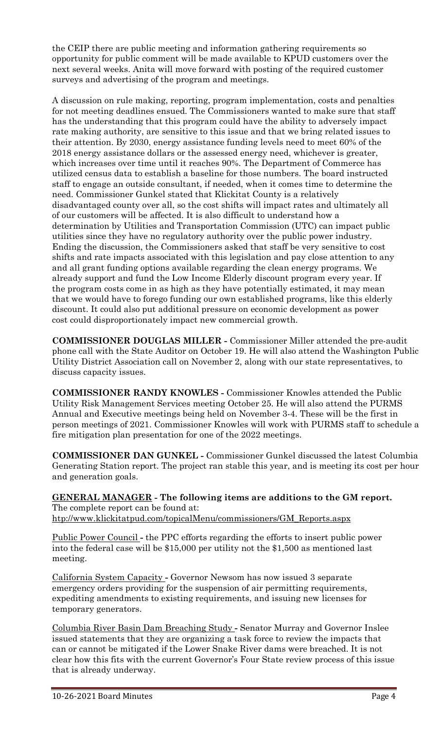the CEIP there are public meeting and information gathering requirements so opportunity for public comment will be made available to KPUD customers over the next several weeks. Anita will move forward with posting of the required customer surveys and advertising of the program and meetings.

A discussion on rule making, reporting, program implementation, costs and penalties for not meeting deadlines ensued. The Commissioners wanted to make sure that staff has the understanding that this program could have the ability to adversely impact rate making authority, are sensitive to this issue and that we bring related issues to their attention. By 2030, energy assistance funding levels need to meet 60% of the 2018 energy assistance dollars or the assessed energy need, whichever is greater, which increases over time until it reaches 90%. The Department of Commerce has utilized census data to establish a baseline for those numbers. The board instructed staff to engage an outside consultant, if needed, when it comes time to determine the need. Commissioner Gunkel stated that Klickitat County is a relatively disadvantaged county over all, so the cost shifts will impact rates and ultimately all of our customers will be affected. It is also difficult to understand how a determination by Utilities and Transportation Commission (UTC) can impact public utilities since they have no regulatory authority over the public power industry. Ending the discussion, the Commissioners asked that staff be very sensitive to cost shifts and rate impacts associated with this legislation and pay close attention to any and all grant funding options available regarding the clean energy programs. We already support and fund the Low Income Elderly discount program every year. If the program costs come in as high as they have potentially estimated, it may mean that we would have to forego funding our own established programs, like this elderly discount. It could also put additional pressure on economic development as power cost could disproportionately impact new commercial growth.

**COMMISSIONER DOUGLAS MILLER -** Commissioner Miller attended the pre-audit phone call with the State Auditor on October 19. He will also attend the Washington Public Utility District Association call on November 2, along with our state representatives, to discuss capacity issues.

**COMMISSIONER RANDY KNOWLES -** Commissioner Knowles attended the Public Utility Risk Management Services meeting October 25. He will also attend the PURMS Annual and Executive meetings being held on November 3-4. These will be the first in person meetings of 2021. Commissioner Knowles will work with PURMS staff to schedule a fire mitigation plan presentation for one of the 2022 meetings.

**COMMISSIONER DAN GUNKEL -** Commissioner Gunkel discussed the latest Columbia Generating Station report. The project ran stable this year, and is meeting its cost per hour and generation goals.

**GENERAL MANAGER - The following items are additions to the GM report.**
The complete report can be found at:
http://www.klickitatpud.com/topicalMenu/commissioners/GM_Reports.aspx

Public Power Council - the PPC efforts regarding the efforts to insert public power into the federal case will be $15,000 per utility not the $1,500 as mentioned last meeting.

California System Capacity - Governor Newsom has now issued 3 separate emergency orders providing for the suspension of air permitting requirements, expediting amendments to existing requirements, and issuing new licenses for temporary generators.

Columbia River Basin Dam Breaching Study - Senator Murray and Governor Inslee issued statements that they are organizing a task force to review the impacts that can or cannot be mitigated if the Lower Snake River dams were breached. It is not clear how this fits with the current Governor's Four State review process of this issue that is already underway.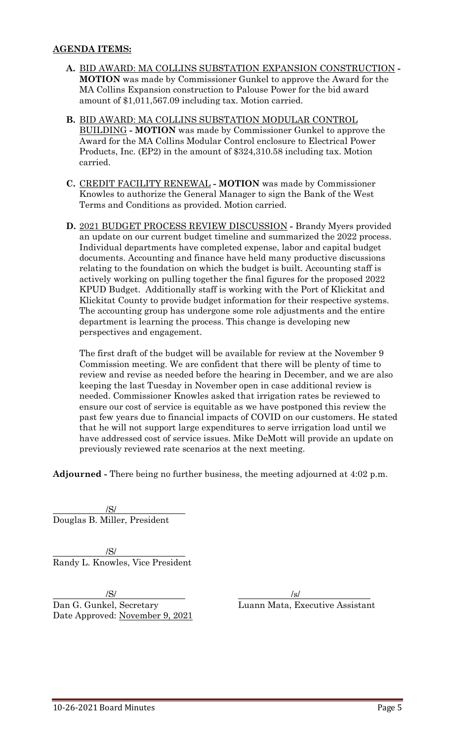**AGENDA ITEMS:**

**A.** BID AWARD: MA COLLINS SUBSTATION EXPANSION CONSTRUCTION - **MOTION** was made by Commissioner Gunkel to approve the Award for the MA Collins Expansion construction to Palouse Power for the bid award amount of $1,011,567.09 including tax. Motion carried.

**B.** BID AWARD: MA COLLINS SUBSTATION MODULAR CONTROL BUILDING - **MOTION** was made by Commissioner Gunkel to approve the Award for the MA Collins Modular Control enclosure to Electrical Power Products, Inc. (EP2) in the amount of $324,310.58 including tax. Motion carried.

**C.** CREDIT FACILITY RENEWAL - **MOTION** was made by Commissioner Knowles to authorize the General Manager to sign the Bank of the West Terms and Conditions as provided. Motion carried.

**D.** 2021 BUDGET PROCESS REVIEW DISCUSSION - Brandy Myers provided an update on our current budget timeline and summarized the 2022 process. Individual departments have completed expense, labor and capital budget documents. Accounting and finance have held many productive discussions relating to the foundation on which the budget is built. Accounting staff is actively working on pulling together the final figures for the proposed 2022 KPUD Budget. Additionally staff is working with the Port of Klickitat and Klickitat County to provide budget information for their respective systems. The accounting group has undergone some role adjustments and the entire department is learning the process. This change is developing new perspectives and engagement.

The first draft of the budget will be available for review at the November 9 Commission meeting. We are confident that there will be plenty of time to review and revise as needed before the hearing in December, and we are also keeping the last Tuesday in November open in case additional review is needed. Commissioner Knowles asked that irrigation rates be reviewed to ensure our cost of service is equitable as we have postponed this review the past few years due to financial impacts of COVID on our customers. He stated that he will not support large expenditures to serve irrigation load until we have addressed cost of service issues. Mike DeMott will provide an update on previously reviewed rate scenarios at the next meeting.

**Adjourned -** There being no further business, the meeting adjourned at 4:02 p.m.

/S/
Douglas B. Miller, President

/S/
Randy L. Knowles, Vice President

/S/
Dan G. Gunkel, Secretary
Date Approved: November 9, 2021

/s/
Luann Mata, Executive Assistant